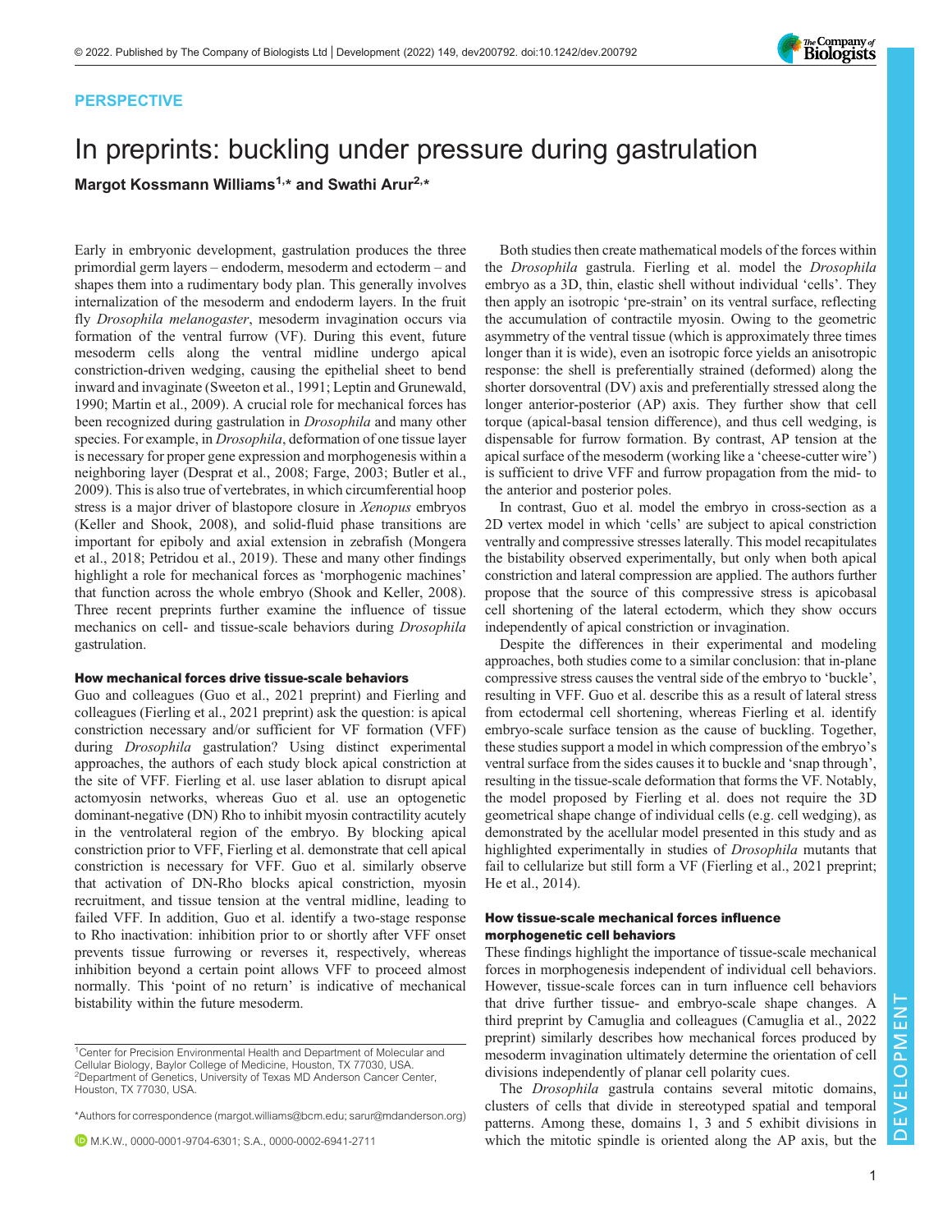PERSPECTIVE

# In preprints: buckling under pressure during gastrulation

**Margot Kossmann Williams[1,*] and Swathi Arur[2,*]**

Early in embryonic development, gastrulation produces the three primordial germ layers – endoderm, mesoderm and ectoderm – and shapes them into a rudimentary body plan. This generally involves internalization of the mesoderm and endoderm layers. In the fruit fly *Drosophila melanogaster*, mesoderm invagination occurs via formation of the ventral furrow (VF). During this event, future mesoderm cells along the ventral midline undergo apical constriction-driven wedging, causing the epithelial sheet to bend inward and invaginate (Sweeton et al., 1991; Leptin and Grunewald, 1990; Martin et al., 2009). A crucial role for mechanical forces has been recognized during gastrulation in *Drosophila* and many other species. For example, in *Drosophila*, deformation of one tissue layer is necessary for proper gene expression and morphogenesis within a neighboring layer (Desprat et al., 2008; Farge, 2003; Butler et al., 2009). This is also true of vertebrates, in which circumferential hoop stress is a major driver of blastopore closure in *Xenopus* embryos (Keller and Shook, 2008), and solid-fluid phase transitions are important for epiboly and axial extension in zebrafish (Mongera et al., 2018; Petridou et al., 2019). These and many other findings highlight a role for mechanical forces as 'morphogenic machines' that function across the whole embryo (Shook and Keller, 2008). Three recent preprints further examine the influence of tissue mechanics on cell- and tissue-scale behaviors during *Drosophila* gastrulation.

## How mechanical forces drive tissue-scale behaviors

Guo and colleagues (Guo et al., 2021 preprint) and Fierling and colleagues (Fierling et al., 2021 preprint) ask the question: is apical constriction necessary and/or sufficient for VF formation (VFF) during *Drosophila* gastrulation? Using distinct experimental approaches, the authors of each study block apical constriction at the site of VFF. Fierling et al. use laser ablation to disrupt apical actomyosin networks, whereas Guo et al. use an optogenetic dominant-negative (DN) Rho to inhibit myosin contractility acutely in the ventrolateral region of the embryo. By blocking apical constriction prior to VFF, Fierling et al. demonstrate that cell apical constriction is necessary for VFF. Guo et al. similarly observe that activation of DN-Rho blocks apical constriction, myosin recruitment, and tissue tension at the ventral midline, leading to failed VFF. In addition, Guo et al. identify a two-stage response to Rho inactivation: inhibition prior to or shortly after VFF onset prevents tissue furrowing or reverses it, respectively, whereas inhibition beyond a certain point allows VFF to proceed almost normally. This 'point of no return' is indicative of mechanical bistability within the future mesoderm.

Both studies then create mathematical models of the forces within the *Drosophila* gastrula. Fierling et al. model the *Drosophila* embryo as a 3D, thin, elastic shell without individual 'cells'. They then apply an isotropic 'pre-strain' on its ventral surface, reflecting the accumulation of contractile myosin. Owing to the geometric asymmetry of the ventral tissue (which is approximately three times longer than it is wide), even an isotropic force yields an anisotropic response: the shell is preferentially strained (deformed) along the shorter dorsoventral (DV) axis and preferentially stressed along the longer anterior-posterior (AP) axis. They further show that cell torque (apical-basal tension difference), and thus cell wedging, is dispensable for furrow formation. By contrast, AP tension at the apical surface of the mesoderm (working like a 'cheese-cutter wire') is sufficient to drive VFF and furrow propagation from the mid- to the anterior and posterior poles.

In contrast, Guo et al. model the embryo in cross-section as a 2D vertex model in which 'cells' are subject to apical constriction ventrally and compressive stresses laterally. This model recapitulates the bistability observed experimentally, but only when both apical constriction and lateral compression are applied. The authors further propose that the source of this compressive stress is apicobasal cell shortening of the lateral ectoderm, which they show occurs independently of apical constriction or invagination.

Despite the differences in their experimental and modeling approaches, both studies come to a similar conclusion: that in-plane compressive stress causes the ventral side of the embryo to 'buckle', resulting in VFF. Guo et al. describe this as a result of lateral stress from ectodermal cell shortening, whereas Fierling et al. identify embryo-scale surface tension as the cause of buckling. Together, these studies support a model in which compression of the embryo's ventral surface from the sides causes it to buckle and 'snap through', resulting in the tissue-scale deformation that forms the VF. Notably, the model proposed by Fierling et al. does not require the 3D geometrical shape change of individual cells (e.g. cell wedging), as demonstrated by the acellular model presented in this study and as highlighted experimentally in studies of *Drosophila* mutants that fail to cellularize but still form a VF (Fierling et al., 2021 preprint; He et al., 2014).

## How tissue-scale mechanical forces influence morphogenetic cell behaviors

These findings highlight the importance of tissue-scale mechanical forces in morphogenesis independent of individual cell behaviors. However, tissue-scale forces can in turn influence cell behaviors that drive further tissue- and embryo-scale shape changes. A third preprint by Camuglia and colleagues (Camuglia et al., 2022 preprint) similarly describes how mechanical forces produced by mesoderm invagination ultimately determine the orientation of cell divisions independently of planar cell polarity cues.

The *Drosophila* gastrula contains several mitotic domains, clusters of cells that divide in stereotyped spatial and temporal patterns. Among these, domains 1, 3 and 5 exhibit divisions in which the mitotic spindle is oriented along the AP axis, but the

[1]Center for Precision Environmental Health and Department of Molecular and Cellular Biology, Baylor College of Medicine, Houston, TX 77030, USA.
[2]Department of Genetics, University of Texas MD Anderson Cancer Center, Houston, TX 77030, USA.

*Authors for correspondence (margot.williams@bcm.edu; sarur@mdanderson.org)

M.K.W., 0000-0001-9704-6301; S.A., 0000-0002-6941-2711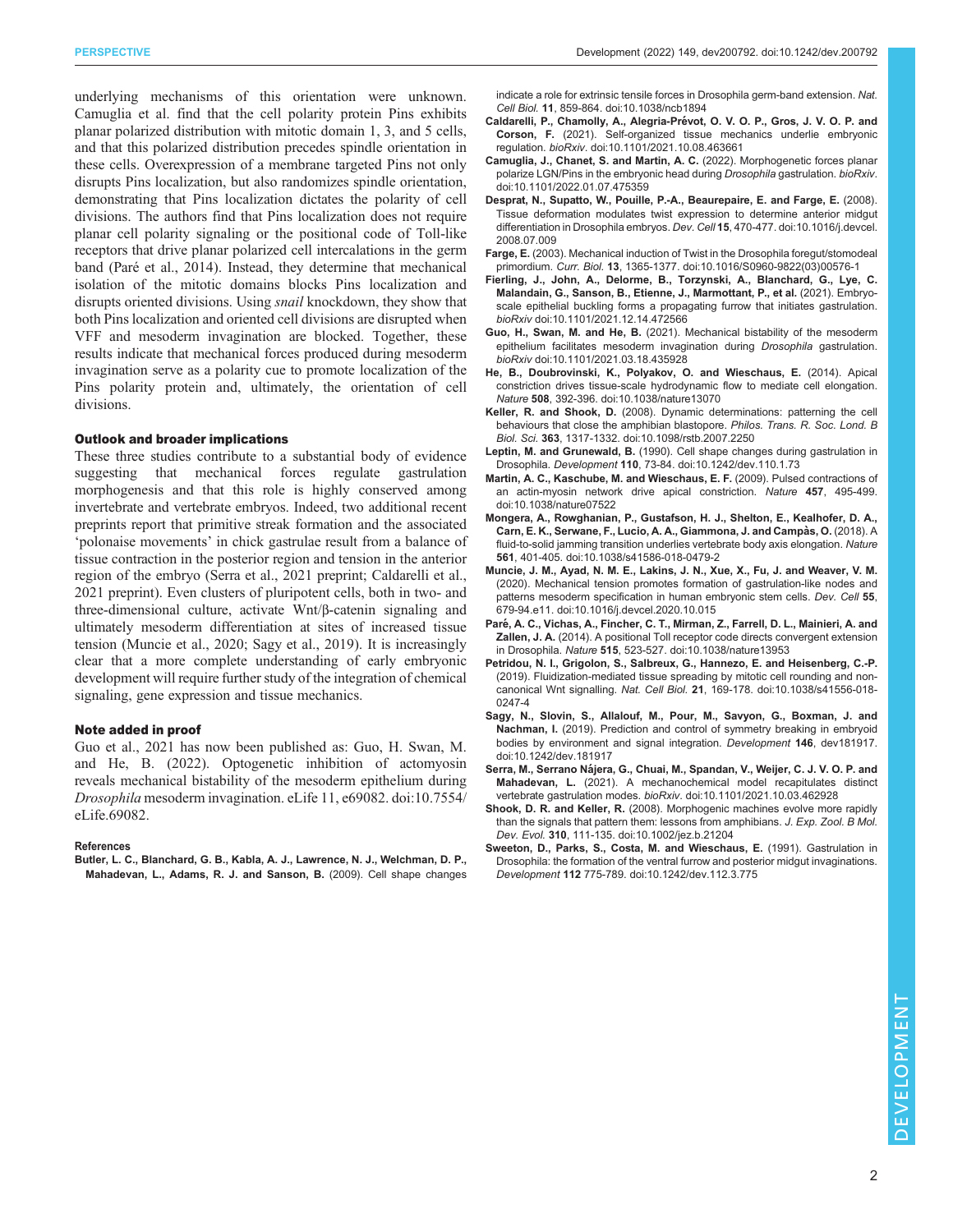underlying mechanisms of this orientation were unknown. Camuglia et al. find that the cell polarity protein Pins exhibits planar polarized distribution with mitotic domain 1, 3, and 5 cells, and that this polarized distribution precedes spindle orientation in these cells. Overexpression of a membrane targeted Pins not only disrupts Pins localization, but also randomizes spindle orientation, demonstrating that Pins localization dictates the polarity of cell divisions. The authors find that Pins localization does not require planar cell polarity signaling or the positional code of Toll-like receptors that drive planar polarized cell intercalations in the germ band (Paré et al., 2014). Instead, they determine that mechanical isolation of the mitotic domains blocks Pins localization and disrupts oriented divisions. Using *snail* knockdown, they show that both Pins localization and oriented cell divisions are disrupted when VFF and mesoderm invagination are blocked. Together, these results indicate that mechanical forces produced during mesoderm invagination serve as a polarity cue to promote localization of the Pins polarity protein and, ultimately, the orientation of cell divisions.

## Outlook and broader implications

These three studies contribute to a substantial body of evidence suggesting that mechanical forces regulate gastrulation morphogenesis and that this role is highly conserved among invertebrate and vertebrate embryos. Indeed, two additional recent preprints report that primitive streak formation and the associated 'polonaise movements' in chick gastrulae result from a balance of tissue contraction in the posterior region and tension in the anterior region of the embryo (Serra et al., 2021 preprint; Caldarelli et al., 2021 preprint). Even clusters of pluripotent cells, both in two- and three-dimensional culture, activate Wnt/β-catenin signaling and ultimately mesoderm differentiation at sites of increased tissue tension (Muncie et al., 2020; Sagy et al., 2019). It is increasingly clear that a more complete understanding of early embryonic development will require further study of the integration of chemical signaling, gene expression and tissue mechanics.

## Note added in proof

Guo et al., 2021 has now been published as: Guo, H. Swan, M. and He, B. (2022). Optogenetic inhibition of actomyosin reveals mechanical bistability of the mesoderm epithelium during *Drosophila* mesoderm invagination. eLife 11, e69082. doi:10.7554/eLife.69082.

### References

**Butler, L. C., Blanchard, G. B., Kabla, A. J., Lawrence, N. J., Welchman, D. P., Mahadevan, L., Adams, R. J. and Sanson, B.** (2009). Cell shape changes indicate a role for extrinsic tensile forces in Drosophila germ-band extension. *Nat. Cell Biol.* **11**, 859-864. doi:10.1038/ncb1894

**Caldarelli, P., Chamolly, A., Alegria-Prévot, O. V. O. P., Gros, J. V. O. P. and Corson, F.** (2021). Self-organized tissue mechanics underlie embryonic regulation. *bioRxiv*. doi:10.1101/2021.10.08.463661

**Camuglia, J., Chanet, S. and Martin, A. C.** (2022). Morphogenetic forces planar polarize LGN/Pins in the embryonic head during *Drosophila* gastrulation. *bioRxiv*. doi:10.1101/2022.01.07.475359

**Desprat, N., Supatto, W., Pouille, P.-A., Beaurepaire, E. and Farge, E.** (2008). Tissue deformation modulates twist expression to determine anterior midgut differentiation in Drosophila embryos. *Dev. Cell* **15**, 470-477. doi:10.1016/j.devcel.2008.07.009

**Farge, E.** (2003). Mechanical induction of Twist in the Drosophila foregut/stomodeal primordium. *Curr. Biol.* **13**, 1365-1377. doi:10.1016/S0960-9822(03)00576-1

**Fierling, J., John, A., Delorme, B., Torzynski, A., Blanchard, G., Lye, C. Malandain, G., Sanson, B., Etienne, J., Marmottant, P., et al.** (2021). Embryo-scale epithelial buckling forms a propagating furrow that initiates gastrulation. *bioRxiv* doi:10.1101/2021.12.14.472566

**Guo, H., Swan, M. and He, B.** (2021). Mechanical bistability of the mesoderm epithelium facilitates mesoderm invagination during *Drosophila* gastrulation. *bioRxiv* doi:10.1101/2021.03.18.435928

**He, B., Doubrovinski, K., Polyakov, O. and Wieschaus, E.** (2014). Apical constriction drives tissue-scale hydrodynamic flow to mediate cell elongation. *Nature* **508**, 392-396. doi:10.1038/nature13070

**Keller, R. and Shook, D.** (2008). Dynamic determinations: patterning the cell behaviours that close the amphibian blastopore. *Philos. Trans. R. Soc. Lond. B Biol. Sci.* **363**, 1317-1332. doi:10.1098/rstb.2007.2250

**Leptin, M. and Grunewald, B.** (1990). Cell shape changes during gastrulation in Drosophila. *Development* **110**, 73-84. doi:10.1242/dev.110.1.73

**Martin, A. C., Kaschube, M. and Wieschaus, E. F.** (2009). Pulsed contractions of an actin-myosin network drive apical constriction. *Nature* **457**, 495-499. doi:10.1038/nature07522

**Mongera, A., Rowghanian, P., Gustafson, H. J., Shelton, E., Kealhofer, D. A., Carn, E. K., Serwane, F., Lucio, A. A., Giammona, J. and Campàs, O.** (2018). A fluid-to-solid jamming transition underlies vertebrate body axis elongation. *Nature* **561**, 401-405. doi:10.1038/s41586-018-0479-2

**Muncie, J. M., Ayad, N. M. E., Lakins, J. N., Xue, X., Fu, J. and Weaver, V. M.** (2020). Mechanical tension promotes formation of gastrulation-like nodes and patterns mesoderm specification in human embryonic stem cells. *Dev. Cell* **55**, 679-94.e11. doi:10.1016/j.devcel.2020.10.015

**Paré, A. C., Vichas, A., Fincher, C. T., Mirman, Z., Farrell, D. L., Mainieri, A. and Zallen, J. A.** (2014). A positional Toll receptor code directs convergent extension in Drosophila. *Nature* **515**, 523-527. doi:10.1038/nature13953

**Petridou, N. I., Grigolon, S., Salbreux, G., Hannezo, E. and Heisenberg, C.-P.** (2019). Fluidization-mediated tissue spreading by mitotic cell rounding and non-canonical Wnt signalling. *Nat. Cell Biol.* **21**, 169-178. doi:10.1038/s41556-018-0247-4

**Sagy, N., Slovin, S., Allalouf, M., Pour, M., Savyon, G., Boxman, J. and Nachman, I.** (2019). Prediction and control of symmetry breaking in embryoid bodies by environment and signal integration. *Development* **146**, dev181917. doi:10.1242/dev.181917

**Serra, M., Serrano Nájera, G., Chuai, M., Spandan, V., Weijer, C. J. V. O. P. and Mahadevan, L.** (2021). A mechanochemical model recapitulates distinct vertebrate gastrulation modes. *bioRxiv*. doi:10.1101/2021.10.03.462928

**Shook, D. R. and Keller, R.** (2008). Morphogenic machines evolve more rapidly than the signals that pattern them: lessons from amphibians. *J. Exp. Zool. B Mol. Dev. Evol.* **310**, 111-135. doi:10.1002/jez.b.21204

**Sweeton, D., Parks, S., Costa, M. and Wieschaus, E.** (1991). Gastrulation in Drosophila: the formation of the ventral furrow and posterior midgut invaginations. *Development* **112** 775-789. doi:10.1242/dev.112.3.775